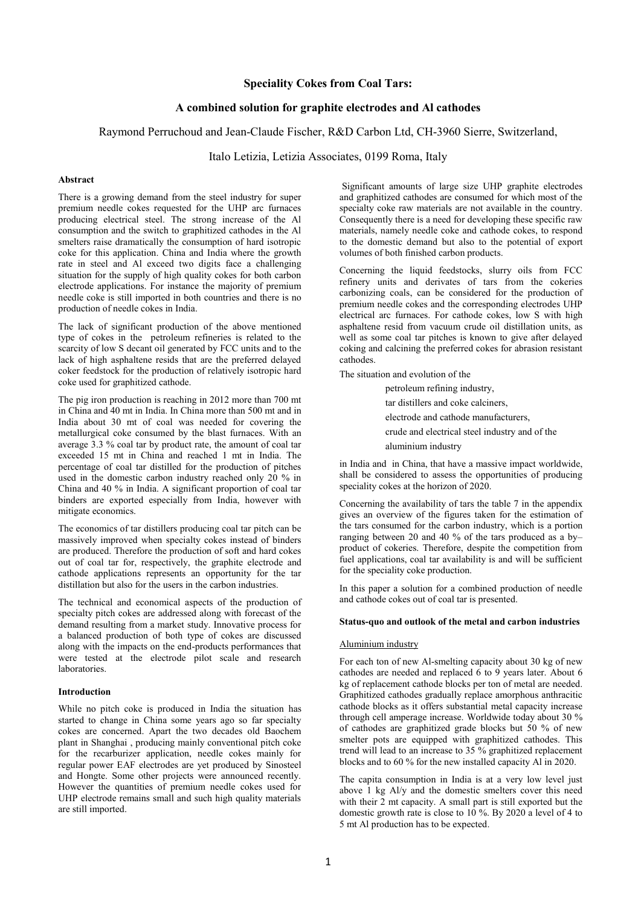# Speciality Cokes from Coal Tars:

## A combined solution for graphite electrodes and Al cathodes

Raymond Perruchoud and Jean-Claude Fischer, R&D Carbon Ltd, CH-3960 Sierre, Switzerland,

Italo Letizia, Letizia Associates, 0199 Roma, Italy

### Abstract

There is a growing demand from the steel industry for super premium needle cokes requested for the UHP arc furnaces producing electrical steel. The strong increase of the Al consumption and the switch to graphitized cathodes in the Al smelters raise dramatically the consumption of hard isotropic coke for this application. China and India where the growth rate in steel and Al exceed two digits face a challenging situation for the supply of high quality cokes for both carbon electrode applications. For instance the majority of premium needle coke is still imported in both countries and there is no production of needle cokes in India.

The lack of significant production of the above mentioned type of cokes in the petroleum refineries is related to the scarcity of low S decant oil generated by FCC units and to the lack of high asphaltene resids that are the preferred delayed coker feedstock for the production of relatively isotropic hard coke used for graphitized cathode.

The pig iron production is reaching in 2012 more than 700 mt in China and 40 mt in India. In China more than 500 mt and in India about 30 mt of coal was needed for covering the metallurgical coke consumed by the blast furnaces. With an average 3.3 % coal tar by product rate, the amount of coal tar exceeded 15 mt in China and reached 1 mt in India. The percentage of coal tar distilled for the production of pitches used in the domestic carbon industry reached only 20 % in China and 40 % in India. A significant proportion of coal tar binders are exported especially from India, however with mitigate economics.

The economics of tar distillers producing coal tar pitch can be massively improved when specialty cokes instead of binders are produced. Therefore the production of soft and hard cokes out of coal tar for, respectively, the graphite electrode and cathode applications represents an opportunity for the tar distillation but also for the users in the carbon industries.

The technical and economical aspects of the production of specialty pitch cokes are addressed along with forecast of the demand resulting from a market study. Innovative process for a balanced production of both type of cokes are discussed along with the impacts on the end-products performances that were tested at the electrode pilot scale and research laboratories.

### Introduction

While no pitch coke is produced in India the situation has started to change in China some years ago so far specialty cokes are concerned. Apart the two decades old Baochem plant in Shanghai , producing mainly conventional pitch coke for the recarburizer application, needle cokes mainly for regular power EAF electrodes are yet produced by Sinosteel and Hongte. Some other projects were announced recently. However the quantities of premium needle cokes used for UHP electrode remains small and such high quality materials are still imported.

Significant amounts of large size UHP graphite electrodes and graphitized cathodes are consumed for which most of the specialty coke raw materials are not available in the country. Consequently there is a need for developing these specific raw materials, namely needle coke and cathode cokes, to respond to the domestic demand but also to the potential of export volumes of both finished carbon products.

Concerning the liquid feedstocks, slurry oils from FCC refinery units and derivates of tars from the cokeries carbonizing coals, can be considered for the production of premium needle cokes and the corresponding electrodes UHP electrical arc furnaces. For cathode cokes, low S with high asphaltene resid from vacuum crude oil distillation units, as well as some coal tar pitches is known to give after delayed coking and calcining the preferred cokes for abrasion resistant cathodes.

The situation and evolution of the

- petroleum refining industry,
- tar distillers and coke calciners,
- electrode and cathode manufacturers,
- crude and electrical steel industry and of the
- aluminium industry

in India and in China, that have a massive impact worldwide, shall be considered to assess the opportunities of producing speciality cokes at the horizon of 2020.

Concerning the availability of tars the table 7 in the appendix gives an overview of the figures taken for the estimation of the tars consumed for the carbon industry, which is a portion ranging between 20 and 40 % of the tars produced as a by–product of cokeries. Therefore, despite the competition from fuel applications, coal tar availability is and will be sufficient for the speciality coke production.

In this paper a solution for a combined production of needle and cathode cokes out of coal tar is presented.

### Status-quo and outlook of the metal and carbon industries

#### Aluminium industry

For each ton of new Al-smelting capacity about 30 kg of new cathodes are needed and replaced 6 to 9 years later. About 6 kg of replacement cathode blocks per ton of metal are needed. Graphitized cathodes gradually replace amorphous anthracitic cathode blocks as it offers substantial metal capacity increase through cell amperage increase. Worldwide today about 30 % of cathodes are graphitized grade blocks but 50 % of new smelter pots are equipped with graphitized cathodes. This trend will lead to an increase to 35 % graphitized replacement blocks and to 60 % for the new installed capacity Al in 2020.

The capita consumption in India is at a very low level just above 1 kg Al/y and the domestic smelters cover this need with their 2 mt capacity. A small part is still exported but the domestic growth rate is close to 10 %. By 2020 a level of 4 to 5 mt Al production has to be expected.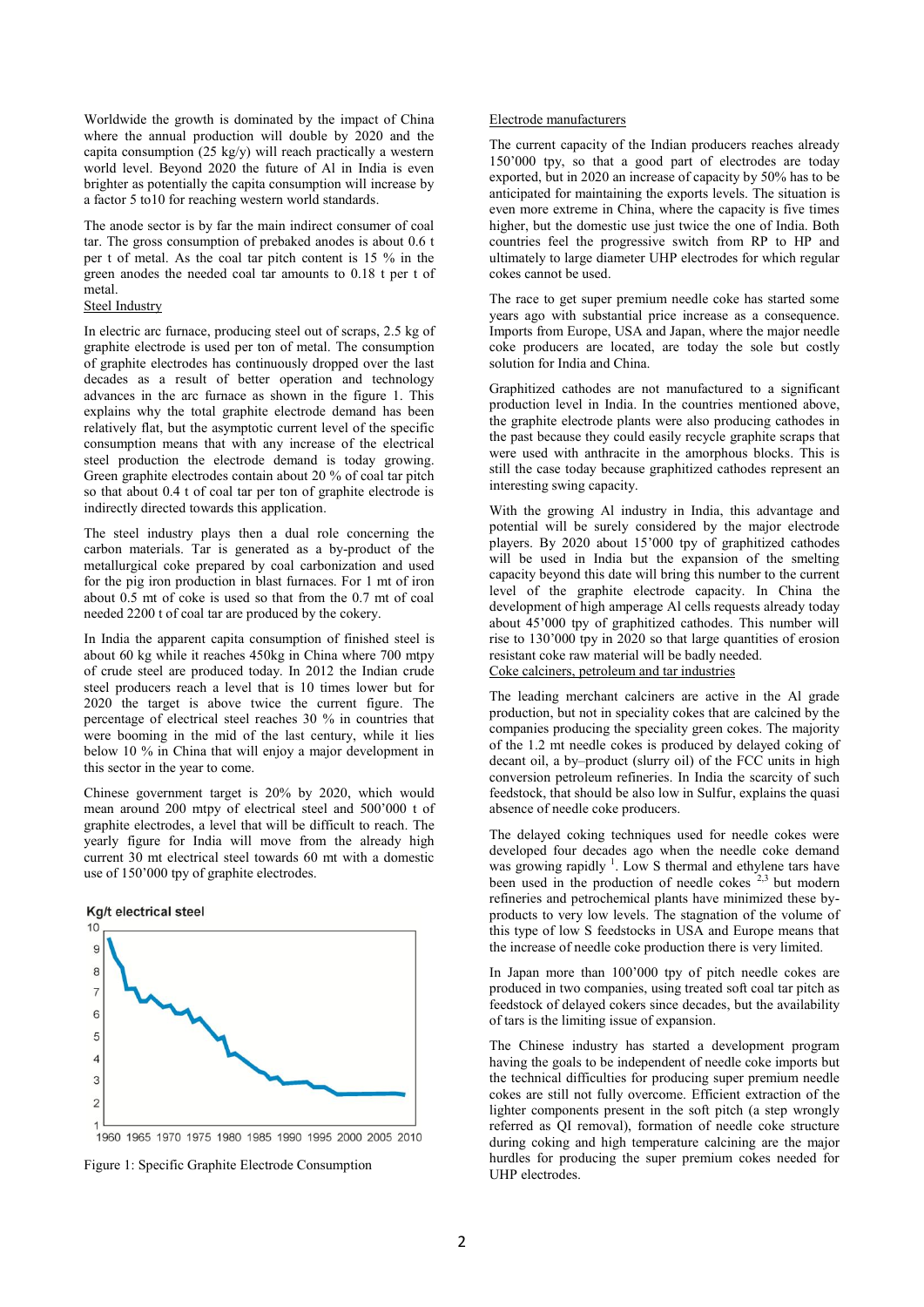Worldwide the growth is dominated by the impact of China where the annual production will double by 2020 and the capita consumption (25 kg/y) will reach practically a western world level. Beyond 2020 the future of Al in India is even brighter as potentially the capita consumption will increase by a factor 5 to10 for reaching western world standards.

The anode sector is by far the main indirect consumer of coal tar. The gross consumption of prebaked anodes is about 0.6 t per t of metal. As the coal tar pitch content is 15 % in the green anodes the needed coal tar amounts to 0.18 t per t of metal.

## Steel Industry

In electric arc furnace, producing steel out of scraps, 2.5 kg of graphite electrode is used per ton of metal. The consumption of graphite electrodes has continuously dropped over the last decades as a result of better operation and technology advances in the arc furnace as shown in the figure 1. This explains why the total graphite electrode demand has been relatively flat, but the asymptotic current level of the specific consumption means that with any increase of the electrical steel production the electrode demand is today growing. Green graphite electrodes contain about 20 % of coal tar pitch so that about 0.4 t of coal tar per ton of graphite electrode is indirectly directed towards this application.

The steel industry plays then a dual role concerning the carbon materials. Tar is generated as a by-product of the metallurgical coke prepared by coal carbonization and used for the pig iron production in blast furnaces. For 1 mt of iron about 0.5 mt of coke is used so that from the 0.7 mt of coal needed 2200 t of coal tar are produced by the cokery.

In India the apparent capita consumption of finished steel is about 60 kg while it reaches 450kg in China where 700 mtpy of crude steel are produced today. In 2012 the Indian crude steel producers reach a level that is 10 times lower but for 2020 the target is above twice the current figure. The percentage of electrical steel reaches 30 % in countries that were booming in the mid of the last century, while it lies below 10 % in China that will enjoy a major development in this sector in the year to come.

Chinese government target is 20% by 2020, which would mean around 200 mtpy of electrical steel and 500'000 t of graphite electrodes, a level that will be difficult to reach. The yearly figure for India will move from the already high current 30 mt electrical steel towards 60 mt with a domestic use of 150'000 tpy of graphite electrodes.

Figure 1: Specific Graphite Electrode Consumption

## Electrode manufacturers

The current capacity of the Indian producers reaches already 150'000 tpy, so that a good part of electrodes are today exported, but in 2020 an increase of capacity by 50% has to be anticipated for maintaining the exports levels. The situation is even more extreme in China, where the capacity is five times higher, but the domestic use just twice the one of India. Both countries feel the progressive switch from RP to HP and ultimately to large diameter UHP electrodes for which regular cokes cannot be used.

The race to get super premium needle coke has started some years ago with substantial price increase as a consequence. Imports from Europe, USA and Japan, where the major needle coke producers are located, are today the sole but costly solution for India and China.

Graphitized cathodes are not manufactured to a significant production level in India. In the countries mentioned above, the graphite electrode plants were also producing cathodes in the past because they could easily recycle graphite scraps that were used with anthracite in the amorphous blocks. This is still the case today because graphitized cathodes represent an interesting swing capacity.

With the growing Al industry in India, this advantage and potential will be surely considered by the major electrode players. By 2020 about 15'000 tpy of graphitized cathodes will be used in India but the expansion of the smelting capacity beyond this date will bring this number to the current level of the graphite electrode capacity. In China the development of high amperage Al cells requests already today about 45'000 tpy of graphitized cathodes. This number will rise to 130'000 tpy in 2020 so that large quantities of erosion resistant coke raw material will be badly needed.

## Coke calciners, petroleum and tar industries

The leading merchant calciners are active in the Al grade production, but not in speciality cokes that are calcined by the companies producing the speciality green cokes. The majority of the 1.2 mt needle cokes is produced by delayed coking of decant oil, a by–product (slurry oil) of the FCC units in high conversion petroleum refineries. In India the scarcity of such feedstock, that should be also low in Sulfur, explains the quasi absence of needle coke producers.

The delayed coking techniques used for needle cokes were developed four decades ago when the needle coke demand was growing rapidly [1]. Low S thermal and ethylene tars have been used in the production of needle cokes [2,3] but modern refineries and petrochemical plants have minimized these by-products to very low levels. The stagnation of the volume of this type of low S feedstocks in USA and Europe means that the increase of needle coke production there is very limited.

In Japan more than 100'000 tpy of pitch needle cokes are produced in two companies, using treated soft coal tar pitch as feedstock of delayed cokers since decades, but the availability of tars is the limiting issue of expansion.

The Chinese industry has started a development program having the goals to be independent of needle coke imports but the technical difficulties for producing super premium needle cokes are still not fully overcome. Efficient extraction of the lighter components present in the soft pitch (a step wrongly referred as QI removal), formation of needle coke structure during coking and high temperature calcining are the major hurdles for producing the super premium cokes needed for UHP electrodes.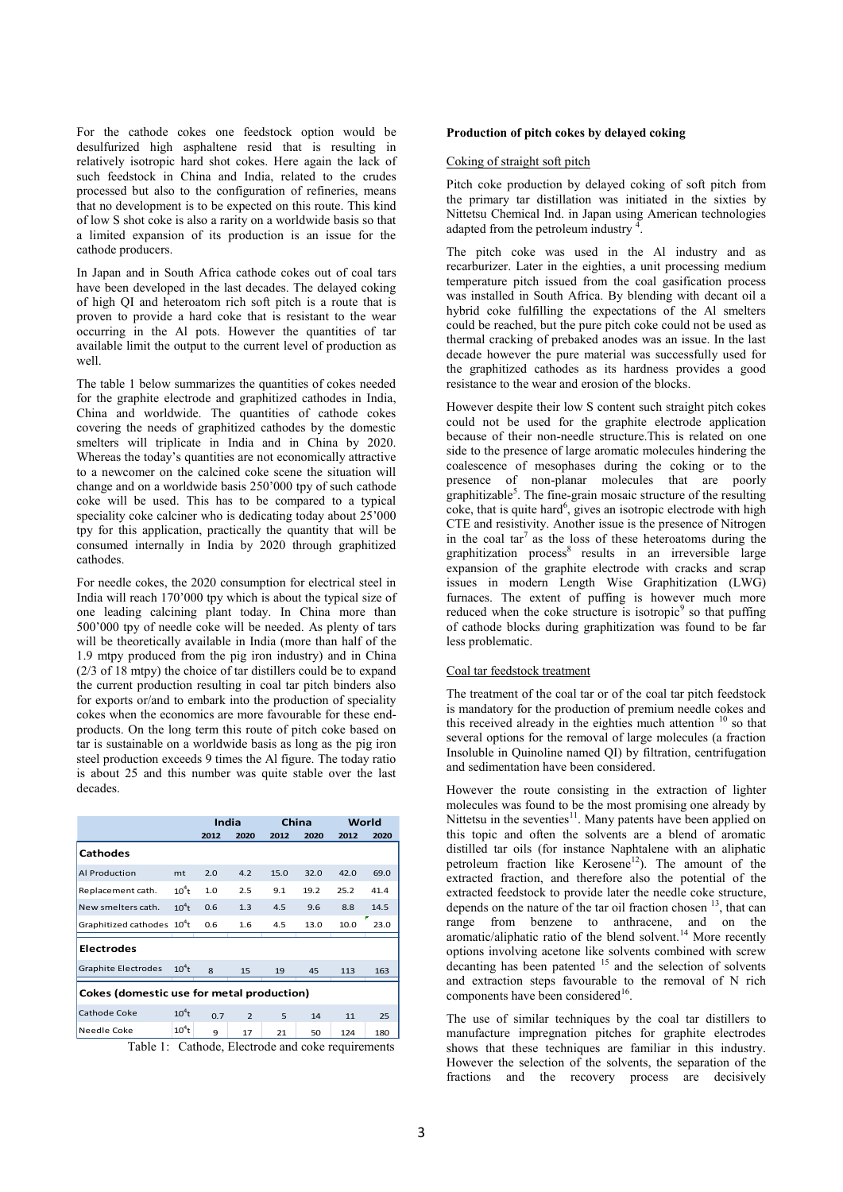For the cathode cokes one feedstock option would be desulfurized high asphaltene resid that is resulting in relatively isotropic hard shot cokes. Here again the lack of such feedstock in China and India, related to the crudes processed but also to the configuration of refineries, means that no development is to be expected on this route. This kind of low S shot coke is also a rarity on a worldwide basis so that a limited expansion of its production is an issue for the cathode producers.

In Japan and in South Africa cathode cokes out of coal tars have been developed in the last decades. The delayed coking of high QI and heteroatom rich soft pitch is a route that is proven to provide a hard coke that is resistant to the wear occurring in the Al pots. However the quantities of tar available limit the output to the current level of production as well.

The table 1 below summarizes the quantities of cokes needed for the graphite electrode and graphitized cathodes in India, China and worldwide. The quantities of cathode cokes covering the needs of graphitized cathodes by the domestic smelters will triplicate in India and in China by 2020. Whereas the today's quantities are not economically attractive to a newcomer on the calcined coke scene the situation will change and on a worldwide basis 250'000 tpy of such cathode coke will be used. This has to be compared to a typical speciality coke calciner who is dedicating today about 25'000 tpy for this application, practically the quantity that will be consumed internally in India by 2020 through graphitized cathodes.

For needle cokes, the 2020 consumption for electrical steel in India will reach 170'000 tpy which is about the typical size of one leading calcining plant today. In China more than 500'000 tpy of needle coke will be needed. As plenty of tars will be theoretically available in India (more than half of the 1.9 mtpy produced from the pig iron industry) and in China (2/3 of 18 mtpy) the choice of tar distillers could be to expand the current production resulting in coal tar pitch binders also for exports or/and to embark into the production of speciality cokes when the economics are more favourable for these end-products. On the long term this route of pitch coke based on tar is sustainable on a worldwide basis as long as the pig iron steel production exceeds 9 times the Al figure. The today ratio is about 25 and this number was quite stable over the last decades.

| | | India | | China | | World | |
|---|---|---|---|---|---|---|---|
| | | 2012 | 2020 | 2012 | 2020 | 2012 | 2020 |
| **Cathodes** | | | | | | | |
| Al Production | mt | 2.0 | 4.2 | 15.0 | 32.0 | 42.0 | 69.0 |
| Replacement cath. | $10^4$t | 1.0 | 2.5 | 9.1 | 19.2 | 25.2 | 41.4 |
| New smelters cath. | $10^4$t | 0.6 | 1.3 | 4.5 | 9.6 | 8.8 | 14.5 |
| Graphitized cathodes | $10^4$t | 0.6 | 1.6 | 4.5 | 13.0 | 10.0 | 23.0 |
| **Electrodes** | | | | | | | |
| Graphite Electrodes | $10^4$t | 8 | 15 | 19 | 45 | 113 | 163 |
| **Cokes (domestic use for metal production)** | | | | | | | |
| Cathode Coke | $10^4$t | 0.7 | 2 | 5 | 14 | 11 | 25 |
| Needle Coke | $10^4$t | 9 | 17 | 21 | 50 | 124 | 180 |

Table 1: Cathode, Electrode and coke requirements

**Production of pitch cokes by delayed coking**

Coking of straight soft pitch

Pitch coke production by delayed coking of soft pitch from the primary tar distillation was initiated in the sixties by Nittetsu Chemical Ind. in Japan using American technologies adapted from the petroleum industry [4].

The pitch coke was used in the Al industry and as recarburizer. Later in the eighties, a unit processing medium temperature pitch issued from the coal gasification process was installed in South Africa. By blending with decant oil a hybrid coke fulfilling the expectations of the Al smelters could be reached, but the pure pitch coke could not be used as thermal cracking of prebaked anodes was an issue. In the last decade however the pure material was successfully used for the graphitized cathodes as its hardness provides a good resistance to the wear and erosion of the blocks.

However despite their low S content such straight pitch cokes could not be used for the graphite electrode application because of their non-needle structure.This is related on one side to the presence of large aromatic molecules hindering the coalescence of mesophases during the coking or to the presence of non-planar molecules that are poorly graphitizable[5]. The fine-grain mosaic structure of the resulting coke, that is quite hard[6], gives an isotropic electrode with high CTE and resistivity. Another issue is the presence of Nitrogen in the coal tar[7] as the loss of these heteroatoms during the graphitization process[8] results in an irreversible large expansion of the graphite electrode with cracks and scrap issues in modern Length Wise Graphitization (LWG) furnaces. The extent of puffing is however much more reduced when the coke structure is isotropic[9] so that puffing of cathode blocks during graphitization was found to be far less problematic.

Coal tar feedstock treatment

The treatment of the coal tar or of the coal tar pitch feedstock is mandatory for the production of premium needle cokes and this received already in the eighties much attention [10] so that several options for the removal of large molecules (a fraction Insoluble in Quinoline named QI) by filtration, centrifugation and sedimentation have been considered.

However the route consisting in the extraction of lighter molecules was found to be the most promising one already by Nittetsu in the seventies[11]. Many patents have been applied on this topic and often the solvents are a blend of aromatic distilled tar oils (for instance Naphtalene with an aliphatic petroleum fraction like Kerosene[12]). The amount of the extracted fraction, and therefore also the potential of the extracted feedstock to provide later the needle coke structure, depends on the nature of the tar oil fraction chosen [13], that can range from benzene to anthracene, and on the aromatic/aliphatic ratio of the blend solvent.[14] More recently options involving acetone like solvents combined with screw decanting has been patented [15] and the selection of solvents and extraction steps favourable to the removal of N rich components have been considered[16].

The use of similar techniques by the coal tar distillers to manufacture impregnation pitches for graphite electrodes shows that these techniques are familiar in this industry. However the selection of the solvents, the separation of the fractions and the recovery process are decisively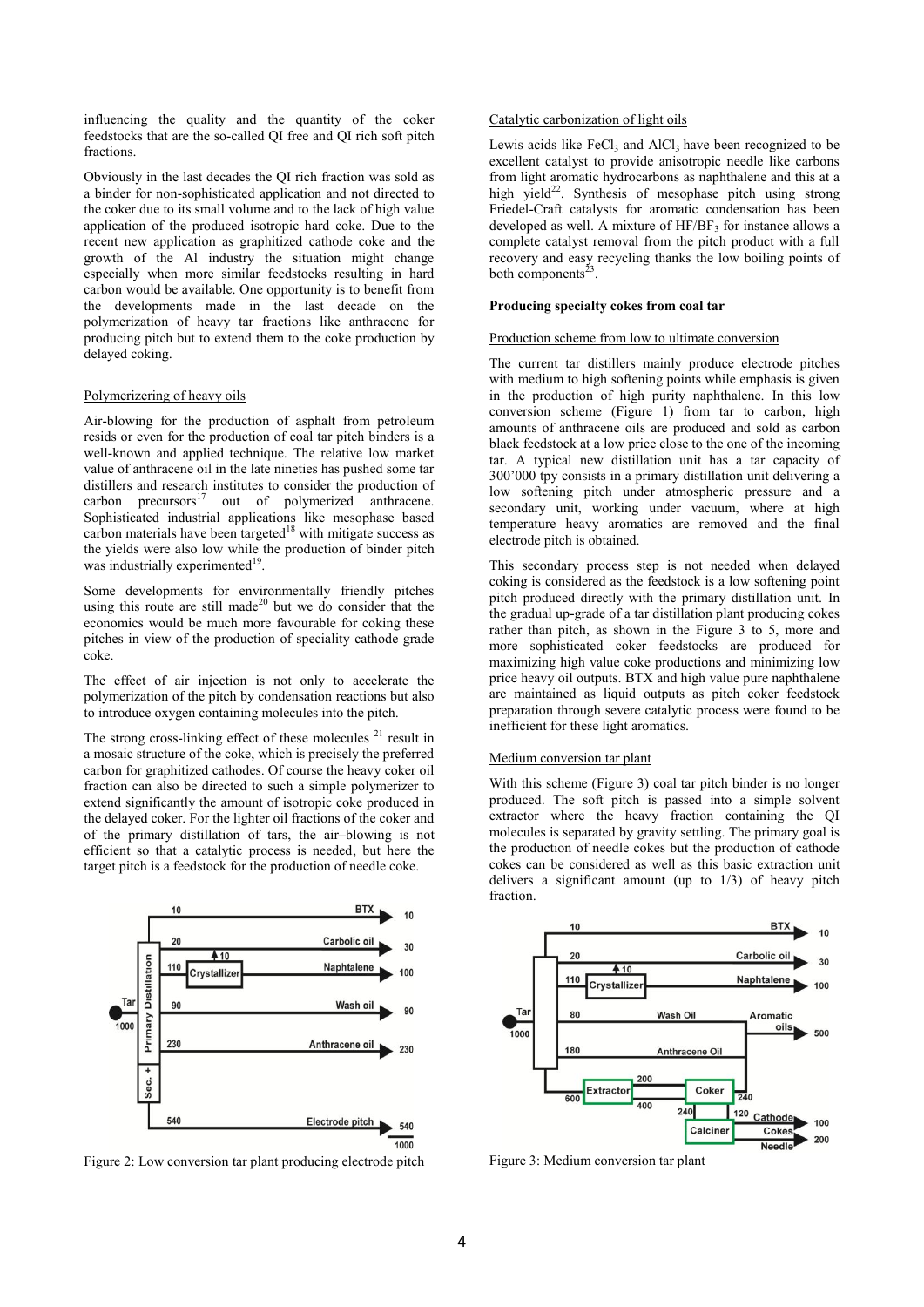influencing the quality and the quantity of the coker feedstocks that are the so-called QI free and QI rich soft pitch fractions.

Obviously in the last decades the QI rich fraction was sold as a binder for non-sophisticated application and not directed to the coker due to its small volume and to the lack of high value application of the produced isotropic hard coke. Due to the recent new application as graphitized cathode coke and the growth of the Al industry the situation might change especially when more similar feedstocks resulting in hard carbon would be available. One opportunity is to benefit from the developments made in the last decade on the polymerization of heavy tar fractions like anthracene for producing pitch but to extend them to the coke production by delayed coking.

### Polymerizering of heavy oils

Air-blowing for the production of asphalt from petroleum resids or even for the production of coal tar pitch binders is a well-known and applied technique. The relative low market value of anthracene oil in the late nineties has pushed some tar distillers and research institutes to consider the production of carbon precursors[17] out of polymerized anthracene. Sophisticated industrial applications like mesophase based carbon materials have been targeted[18] with mitigate success as the yields were also low while the production of binder pitch was industrially experimented[19].

Some developments for environmentally friendly pitches using this route are still made[20] but we do consider that the economics would be much more favourable for coking these pitches in view of the production of speciality cathode grade coke.

The effect of air injection is not only to accelerate the polymerization of the pitch by condensation reactions but also to introduce oxygen containing molecules into the pitch.

The strong cross-linking effect of these molecules [21] result in a mosaic structure of the coke, which is precisely the preferred carbon for graphitized cathodes. Of course the heavy coker oil fraction can also be directed to such a simple polymerizer to extend significantly the amount of isotropic coke produced in the delayed coker. For the lighter oil fractions of the coker and of the primary distillation of tars, the air–blowing is not efficient so that a catalytic process is needed, but here the target pitch is a feedstock for the production of needle coke.

Figure 2: Low conversion tar plant producing electrode pitch

### Catalytic carbonization of light oils

Lewis acids like $FeCl_3$ and $AlCl_3$ have been recognized to be excellent catalyst to provide anisotropic needle like carbons from light aromatic hydrocarbons as naphthalene and this at a high yield[22]. Synthesis of mesophase pitch using strong Friedel-Craft catalysts for aromatic condensation has been developed as well. A mixture of $HF/BF_3$ for instance allows a complete catalyst removal from the pitch product with a full recovery and easy recycling thanks the low boiling points of both components[23].

## Producing specialty cokes from coal tar

### Production scheme from low to ultimate conversion

The current tar distillers mainly produce electrode pitches with medium to high softening points while emphasis is given in the production of high purity naphthalene. In this low conversion scheme (Figure 1) from tar to carbon, high amounts of anthracene oils are produced and sold as carbon black feedstock at a low price close to the one of the incoming tar. A typical new distillation unit has a tar capacity of 300'000 tpy consists in a primary distillation unit delivering a low softening pitch under atmospheric pressure and a secondary unit, working under vacuum, where at high temperature heavy aromatics are removed and the final electrode pitch is obtained.

This secondary process step is not needed when delayed coking is considered as the feedstock is a low softening point pitch produced directly with the primary distillation unit. In the gradual up-grade of a tar distillation plant producing cokes rather than pitch, as shown in the Figure 3 to 5, more and more sophisticated coker feedstocks are produced for maximizing high value coke productions and minimizing low price heavy oil outputs. BTX and high value pure naphthalene are maintained as liquid outputs as pitch coker feedstock preparation through severe catalytic process were found to be inefficient for these light aromatics.

### Medium conversion tar plant

With this scheme (Figure 3) coal tar pitch binder is no longer produced. The soft pitch is passed into a simple solvent extractor where the heavy fraction containing the QI molecules is separated by gravity settling. The primary goal is the production of needle cokes but the production of cathode cokes can be considered as well as this basic extraction unit delivers a significant amount (up to 1/3) of heavy pitch fraction.

Figure 3: Medium conversion tar plant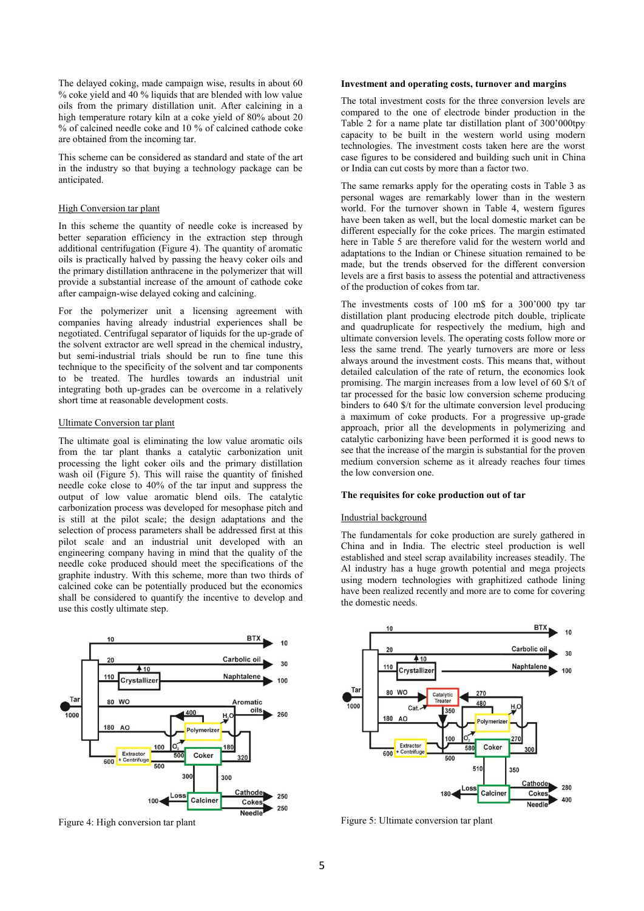The delayed coking, made campaign wise, results in about 60 % coke yield and 40 % liquids that are blended with low value oils from the primary distillation unit. After calcining in a high temperature rotary kiln at a coke yield of 80% about 20 % of calcined needle coke and 10 % of calcined cathode coke are obtained from the incoming tar.

This scheme can be considered as standard and state of the art in the industry so that buying a technology package can be anticipated.

### High Conversion tar plant

In this scheme the quantity of needle coke is increased by better separation efficiency in the extraction step through additional centrifugation (Figure 4). The quantity of aromatic oils is practically halved by passing the heavy coker oils and the primary distillation anthracene in the polymerizer that will provide a substantial increase of the amount of cathode coke after campaign-wise delayed coking and calcining.

For the polymerizer unit a licensing agreement with companies having already industrial experiences shall be negotiated. Centrifugal separator of liquids for the up-grade of the solvent extractor are well spread in the chemical industry, but semi-industrial trials should be run to fine tune this technique to the specificity of the solvent and tar components to be treated. The hurdles towards an industrial unit integrating both up-grades can be overcome in a relatively short time at reasonable development costs.

### Ultimate Conversion tar plant

The ultimate goal is eliminating the low value aromatic oils from the tar plant thanks a catalytic carbonization unit processing the light coker oils and the primary distillation wash oil (Figure 5). This will raise the quantity of finished needle coke close to 40% of the tar input and suppress the output of low value aromatic blend oils. The catalytic carbonization process was developed for mesophase pitch and is still at the pilot scale; the design adaptations and the selection of process parameters shall be addressed first at this pilot scale and an industrial unit developed with an engineering company having in mind that the quality of the needle coke produced should meet the specifications of the graphite industry. With this scheme, more than two thirds of calcined coke can be potentially produced but the economics shall be considered to quantify the incentive to develop and use this costly ultimate step.

Figure 4: High conversion tar plant

**Investment and operating costs, turnover and margins**

The total investment costs for the three conversion levels are compared to the one of electrode binder production in the Table 2 for a name plate tar distillation plant of 300'000tpy capacity to be built in the western world using modern technologies. The investment costs taken here are the worst case figures to be considered and building such unit in China or India can cut costs by more than a factor two.

The same remarks apply for the operating costs in Table 3 as personal wages are remarkably lower than in the western world. For the turnover shown in Table 4, western figures have been taken as well, but the local domestic market can be different especially for the coke prices. The margin estimated here in Table 5 are therefore valid for the western world and adaptations to the Indian or Chinese situation remained to be made, but the trends observed for the different conversion levels are a first basis to assess the potential and attractiveness of the production of cokes from tar.

The investments costs of 100 m$ for a 300'000 tpy tar distillation plant producing electrode pitch double, triplicate and quadruplicate for respectively the medium, high and ultimate conversion levels. The operating costs follow more or less the same trend. The yearly turnovers are more or less always around the investment costs. This means that, without detailed calculation of the rate of return, the economics look promising. The margin increases from a low level of 60 $/t of tar processed for the basic low conversion scheme producing binders to 640 $/t for the ultimate conversion level producing a maximum of coke products. For a progressive up-grade approach, prior all the developments in polymerizing and catalytic carbonizing have been performed it is good news to see that the increase of the margin is substantial for the proven medium conversion scheme as it already reaches four times the low conversion one.

**The requisites for coke production out of tar**

### Industrial background

The fundamentals for coke production are surely gathered in China and in India. The electric steel production is well established and steel scrap availability increases steadily. The Al industry has a huge growth potential and mega projects using modern technologies with graphitized cathode lining have been realized recently and more are to come for covering the domestic needs.

Figure 5: Ultimate conversion tar plant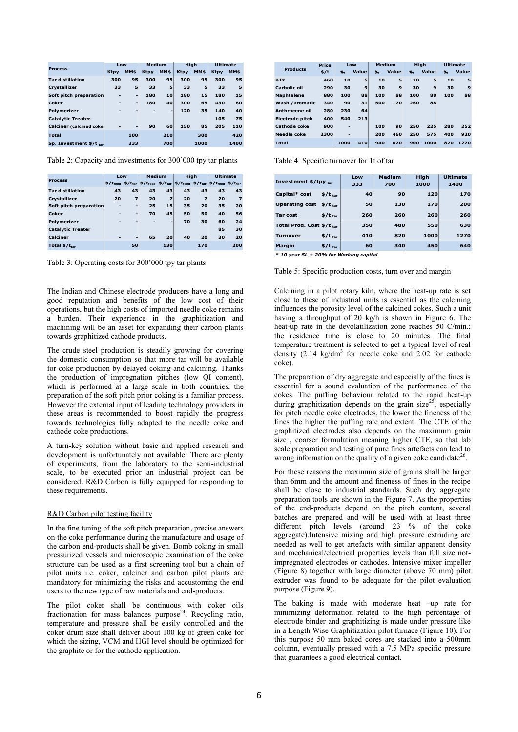| Process | Low | | Medium | | High | | Ultimate | |
|---|---|---|---|---|---|---|---|---|
| | Ktpy | MM$ | Ktpy | MM$ | Ktpy | MM$ | Ktpy | MM$ |
| Tar distillation | 300 | 95 | 300 | 95 | 300 | 95 | 300 | 95 |
| Crystallizer | 33 | 5 | 33 | 5 | 33 | 5 | 33 | 5 |
| Soft pitch preparation | - | - | 180 | 10 | 180 | 15 | 180 | 15 |
| Coker | - | - | 180 | 40 | 300 | 65 | 430 | 80 |
| Polymerizer | - | - | - | - | 120 | 35 | 140 | 40 |
| Catalytic Treater | | | | | | | 105 | 75 |
| Calciner (calcined coke | - | - | 90 | 60 | 150 | 85 | 205 | 110 |
| Total | | 100 | | 210 | | 300 | | 420 |
| Sp. Investment $/t $_{tar}$ | | 333 | | 700 | | 1000 | | 1400 |

Table 2: Capacity and investments for 300'000 tpy tar plants

| Process | Low | | Medium | | High | | Ultimate | |
|---|---|---|---|---|---|---|---|---|
| | $/t$_{feed}$ | $/t$_{tar}$ | $/t$_{feed}$ | $/t$_{tar}$ | $/t$_{feed}$ | $/t$_{tar}$ | $/t$_{feed}$ | $/t$_{tar}$ |
| Tar distillation | 43 | 43 | 43 | 43 | 43 | 43 | 43 | 43 |
| Crystallizer | 20 | 7 | 20 | 7 | 20 | 7 | 20 | 7 |
| Soft pitch preparation | - | - | 25 | 15 | 35 | 20 | 35 | 20 |
| Coker | - | - | 70 | 45 | 50 | 50 | 40 | 56 |
| Polymerizer | - | - | - | - | 70 | 30 | 60 | 24 |
| Catalytic Treater | | | | | | | 85 | 30 |
| Calciner | - | - | 65 | 20 | 40 | 20 | 30 | 20 |
| Total $/t$_{tar}$ | | 50 | | 130 | | 170 | | 200 |

Table 3: Operating costs for 300'000 tpy tar plants

The Indian and Chinese electrode producers have a long and good reputation and benefits of the low cost of their operations, but the high costs of imported needle coke remains a burden. Their experience in the graphitization and machining will be an asset for expanding their carbon plants towards graphitized cathode products.

The crude steel production is steadily growing for covering the domestic consumption so that more tar will be available for coke production by delayed coking and calcining. Thanks the production of impregnation pitches (low QI content), which is performed at a large scale in both countries, the preparation of the soft pitch prior coking is a familiar process. However the external input of leading technology providers in these areas is recommended to boost rapidly the progress towards technologies fully adapted to the needle coke and cathode coke productions.

A turn-key solution without basic and applied research and development is unfortunately not available. There are plenty of experiments, from the laboratory to the semi-industrial scale, to be executed prior an industrial project can be considered. R&D Carbon is fully equipped for responding to these requirements.

## R&D Carbon pilot testing facility

In the fine tuning of the soft pitch preparation, precise answers on the coke performance during the manufacture and usage of the carbon end-products shall be given. Bomb coking in small pressurized vessels and microscopic examination of the coke structure can be used as a first screening tool but a chain of pilot units i.e. coker, calciner and carbon pilot plants are mandatory for minimizing the risks and accustoming the end users to the new type of raw materials and end-products.

The pilot coker shall be continuous with coker oils fractionation for mass balances purpose[24]. Recycling ratio, temperature and pressure shall be easily controlled and the coker drum size shall deliver about 100 kg of green coke for which the sizing, VCM and HGI level should be optimized for the graphite or for the cathode application.

| Products | Price | Low | | Medium | | High | | Ultimate | |
|---|---|---|---|---|---|---|---|---|---|
| | $/t | ‰ | Value | ‰ | Value | ‰ | Value | ‰ | Value |
| BTX | 460 | 10 | 5 | 10 | 5 | 10 | 5 | 10 | 5 |
| Carbolic oil | 290 | 30 | 9 | 30 | 9 | 30 | 9 | 30 | 9 |
| Naphtalene | 880 | 100 | 88 | 100 | 88 | 100 | 88 | 100 | 88 |
| Wash /aromatic | 340 | 90 | 31 | 500 | 170 | 260 | 88 | | |
| Anthracene oil | 280 | 230 | 64 | | | | | | |
| Electrode pitch | 400 | 540 | 213 | | | | | | |
| Cathode coke | 900 | - | | 100 | 90 | 250 | 225 | 280 | 252 |
| Needle coke | 2300 | - | | 200 | 460 | 250 | 575 | 400 | 920 |
| Total | | 1000 | 410 | 940 | 820 | 900 | 1000 | 820 | 1270 |

Table 4: Specific turnover for 1t of tar

| Investment $/tpy $_{tar}$ | | Low 333 | Medium 700 | High 1000 | Ultimate 1400 |
|---|---|---|---|---|---|
| Capital* cost | $/t $_{tar}$ | 40 | 90 | 120 | 170 |
| Operating cost | $/t $_{tar}$ | 50 | 130 | 170 | 200 |
| Tar cost | $/t $_{tar}$ | 260 | 260 | 260 | 260 |
| Total Prod. Cost | $/t $_{tar}$ | 350 | 480 | 550 | 630 |
| Turnover | $/t $_{tar}$ | 410 | 820 | 1000 | 1270 |
| Margin | $/t $_{tar}$ | 60 | 340 | 450 | 640 |

*\* 10 year SL + 20% for Working capital*

Table 5: Specific production costs, turn over and margin

Calcining in a pilot rotary kiln, where the heat-up rate is set close to these of industrial units is essential as the calcining influences the porosity level of the calcined cokes. Such a unit having a throughput of 20 kg/h is shown in Figure 6. The heat-up rate in the devolatilization zone reaches 50 C/min.; the residence time is close to 20 minutes. The final temperature treatment is selected to get a typical level of real density (2.14 kg/dm$^3$ for needle coke and 2.02 for cathode coke).

The preparation of dry aggregate and especially of the fines is essential for a sound evaluation of the performance of the cokes. The puffing behaviour related to the rapid heat-up during graphitization depends on the grain size[25], especially for pitch needle coke electrodes, the lower the fineness of the fines the higher the puffing rate and extent. The CTE of the graphitized electrodes also depends on the maximum grain size , coarser formulation meaning higher CTE, so that lab scale preparation and testing of pure fines artefacts can lead to wrong information on the quality of a given coke candidate[26].

For these reasons the maximum size of grains shall be larger than 6mm and the amount and fineness of fines in the recipe shall be close to industrial standards. Such dry aggregate preparation tools are shown in the Figure 7. As the properties of the end-products depend on the pitch content, several batches are prepared and will be used with at least three different pitch levels (around 23 % of the coke aggregate).Intensive mixing and high pressure extruding are needed as well to get artefacts with similar apparent density and mechanical/electrical properties levels than full size not-impregnated electrodes or cathodes. Intensive mixer impeller (Figure 8) together with large diameter (above 70 mm) pilot extruder was found to be adequate for the pilot evaluation purpose (Figure 9).

The baking is made with moderate heat –up rate for minimizing deformation related to the high percentage of electrode binder and graphitizing is made under pressure like in a Length Wise Graphitization pilot furnace (Figure 10). For this purpose 50 mm baked cores are stacked into a 500mm column, eventually pressed with a 7.5 MPa specific pressure that guarantees a good electrical contact.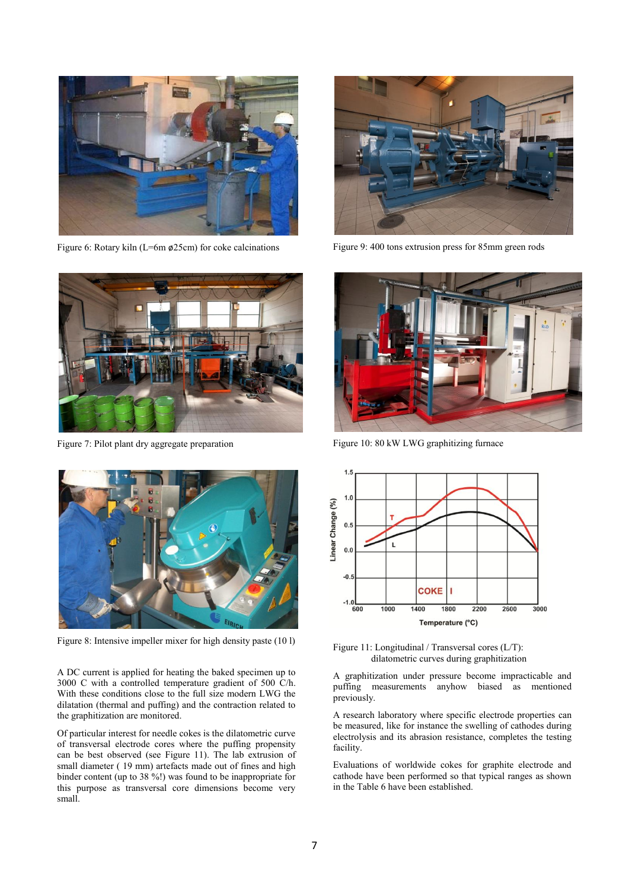Figure 6: Rotary kiln (L=6m ø25cm) for coke calcinations

Figure 7: Pilot plant dry aggregate preparation

Figure 8: Intensive impeller mixer for high density paste (10 l)

A DC current is applied for heating the baked specimen up to 3000 C with a controlled temperature gradient of 500 C/h. With these conditions close to the full size modern LWG the dilatation (thermal and puffing) and the contraction related to the graphitization are monitored.

Of particular interest for needle cokes is the dilatometric curve of transversal electrode cores where the puffing propensity can be best observed (see Figure 11). The lab extrusion of small diameter ( 19 mm) artefacts made out of fines and high binder content (up to 38 %!) was found to be inappropriate for this purpose as transversal core dimensions become very small.

Figure 9: 400 tons extrusion press for 85mm green rods

Figure 10: 80 kW LWG graphitizing furnace

Figure 11: Longitudinal / Transversal cores (L/T): dilatometric curves during graphitization

A graphitization under pressure become impracticable and puffing measurements anyhow biased as mentioned previously.

A research laboratory where specific electrode properties can be measured, like for instance the swelling of cathodes during electrolysis and its abrasion resistance, completes the testing facility.

Evaluations of worldwide cokes for graphite electrode and cathode have been performed so that typical ranges as shown in the Table 6 have been established.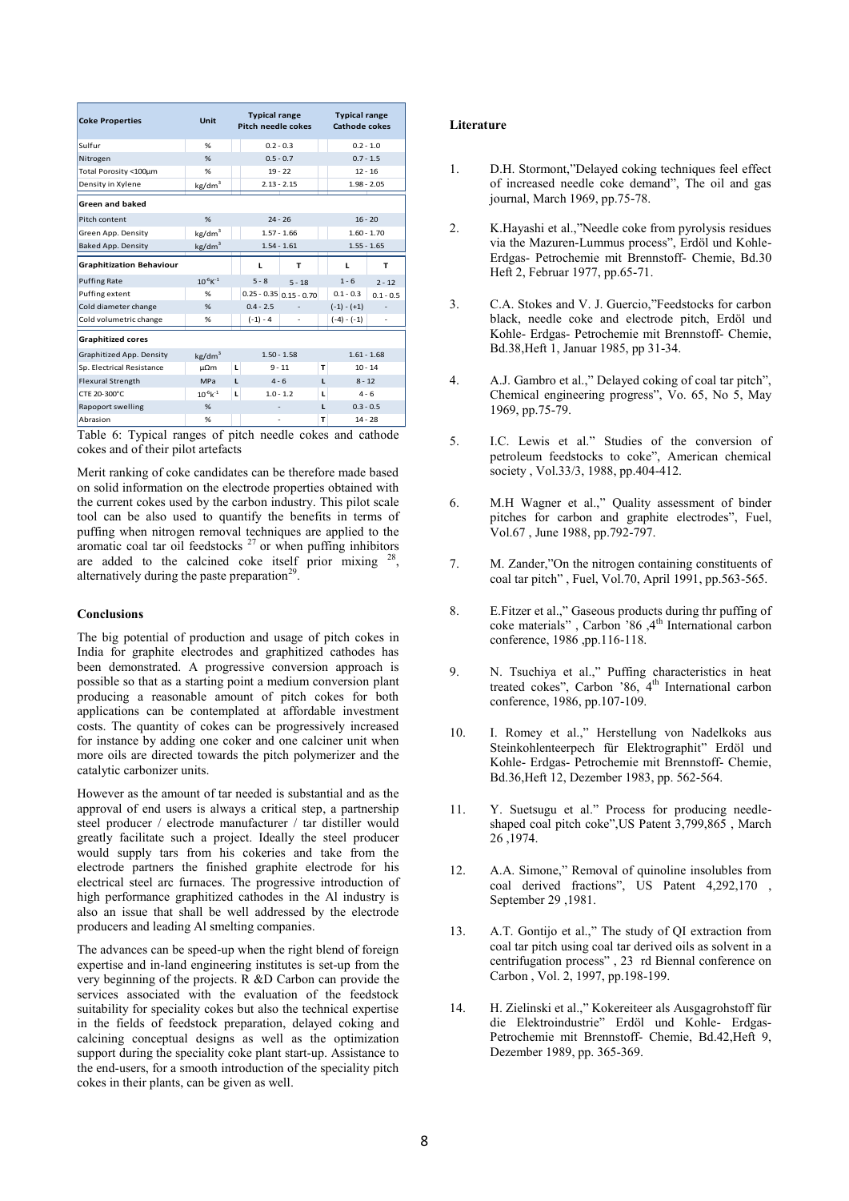| Coke Properties | Unit | Typical range Pitch needle cokes | | Typical range Cathode cokes | |
|---|---|---|---|---|---|
| Sulfur | % | 0.2 - 0.3 | | 0.2 - 1.0 | |
| Nitrogen | % | 0.5 - 0.7 | | 0.7 - 1.5 | |
| Total Porosity <100µm | % | 19 - 22 | | 12 - 16 | |
| Density in Xylene | $kg/dm^3$ | 2.13 - 2.15 | | 1.98 - 2.05 | |
| **Green and baked** | | | | | |
| Pitch content | % | 24 - 26 | | 16 - 20 | |
| Green App. Density | $kg/dm^3$ | 1.57 - 1.66 | | 1.60 - 1.70 | |
| Baked App. Density | $kg/dm^3$ | 1.54 - 1.61 | | 1.55 - 1.65 | |
| **Graphitization Behaviour** | | L | T | L | T |
| Puffing Rate | $10^{-6}K^{-1}$ | 5 - 8 | 5 - 18 | 1 - 6 | 2 - 12 |
| Puffing extent | % | 0.25 - 0.35 | 0.15 - 0.70 | 0.1 - 0.3 | 0.1 - 0.5 |
| Cold diameter change | % | 0.4 - 2.5 | - | (-1) - (+1) | - |
| Cold volumetric change | % | (-1) - 4 | - | (-4) - (-1) | - |
| **Graphitized cores** | | | | | |
| Graphitized App. Density | $kg/dm^3$ | 1.50 - 1.58 | | 1.61 - 1.68 | |
| Sp. Electrical Resistance | µΩm | L 9 - 11 | | T 10 - 14 | |
| Flexural Strength | MPa | L 4 - 6 | | L 8 - 12 | |
| CTE 20-300°C | $10^{-6}K^{-1}$ | L 1.0 - 1.2 | | L 4 - 6 | |
| Rapoport swelling | % | - | | L 0.3 - 0.5 | |
| Abrasion | % | - | | T 14 - 28 | |

Table 6: Typical ranges of pitch needle cokes and cathode cokes and of their pilot artefacts

Merit ranking of coke candidates can be therefore made based on solid information on the electrode properties obtained with the current cokes used by the carbon industry. This pilot scale tool can be also used to quantify the benefits in terms of puffing when nitrogen removal techniques are applied to the aromatic coal tar oil feedstocks [27] or when puffing inhibitors are added to the calcined coke itself prior mixing [28], alternatively during the paste preparation[29].

### Conclusions

The big potential of production and usage of pitch cokes in India for graphite electrodes and graphitized cathodes has been demonstrated. A progressive conversion approach is possible so that as a starting point a medium conversion plant producing a reasonable amount of pitch cokes for both applications can be contemplated at affordable investment costs. The quantity of cokes can be progressively increased for instance by adding one coker and one calciner unit when more oils are directed towards the pitch polymerizer and the catalytic carbonizer units.

However as the amount of tar needed is substantial and as the approval of end users is always a critical step, a partnership steel producer / electrode manufacturer / tar distiller would greatly facilitate such a project. Ideally the steel producer would supply tars from his cokeries and take from the electrode partners the finished graphite electrode for his electrical steel arc furnaces. The progressive introduction of high performance graphitized cathodes in the Al industry is also an issue that shall be well addressed by the electrode producers and leading Al smelting companies.

The advances can be speed-up when the right blend of foreign expertise and in-land engineering institutes is set-up from the very beginning of the projects. R &D Carbon can provide the services associated with the evaluation of the feedstock suitability for speciality cokes but also the technical expertise in the fields of feedstock preparation, delayed coking and calcining conceptual designs as well as the optimization support during the speciality coke plant start-up. Assistance to the end-users, for a smooth introduction of the speciality pitch cokes in their plants, can be given as well.

### Literature

1. D.H. Stormont,"Delayed coking techniques feel effect of increased needle coke demand", The oil and gas journal, March 1969, pp.75-78.
2. K.Hayashi et al.,"Needle coke from pyrolysis residues via the Mazuren-Lummus process", Erdöl und Kohle- Erdgas- Petrochemie mit Brennstoff- Chemie, Bd.30 Heft 2, Februar 1977, pp.65-71.
3. C.A. Stokes and V. J. Guercio,"Feedstocks for carbon black, needle coke and electrode pitch, Erdöl und Kohle- Erdgas- Petrochemie mit Brennstoff- Chemie, Bd.38,Heft 1, Januar 1985, pp 31-34.
4. A.J. Gambro et al.," Delayed coking of coal tar pitch", Chemical engineering progress", Vo. 65, No 5, May 1969, pp.75-79.
5. I.C. Lewis et al." Studies of the conversion of petroleum feedstocks to coke", American chemical society , Vol.33/3, 1988, pp.404-412.
6. M.H Wagner et al.," Quality assessment of binder pitches for carbon and graphite electrodes", Fuel, Vol.67 , June 1988, pp.792-797.
7. M. Zander,"On the nitrogen containing constituents of coal tar pitch" , Fuel, Vol.70, April 1991, pp.563-565.
8. E.Fitzer et al.," Gaseous products during thr puffing of coke materials" , Carbon '86 ,4th International carbon conference, 1986 ,pp.116-118.
9. N. Tsuchiya et al.," Puffing characteristics in heat treated cokes", Carbon '86, 4th International carbon conference, 1986, pp.107-109.
10. I. Romey et al.," Herstellung von Nadelkoks aus Steinkohlenteerpech für Elektrographit" Erdöl und Kohle- Erdgas- Petrochemie mit Brennstoff- Chemie, Bd.36,Heft 12, Dezember 1983, pp. 562-564.
11. Y. Suetsugu et al." Process for producing needle-shaped coal pitch coke",US Patent 3,799,865 , March 26 ,1974.
12. A.A. Simone," Removal of quinoline insolubles from coal derived fractions", US Patent 4,292,170 , September 29 ,1981.
13. A.T. Gontijo et al.," The study of QI extraction from coal tar pitch using coal tar derived oils as solvent in a centrifugation process" , 23 rd Biennal conference on Carbon , Vol. 2, 1997, pp.198-199.
14. H. Zielinski et al.," Kokereiteer als Ausgagrohstoff für die Elektroindustrie" Erdöl und Kohle- Erdgas- Petrochemie mit Brennstoff- Chemie, Bd.42,Heft 9, Dezember 1989, pp. 365-369.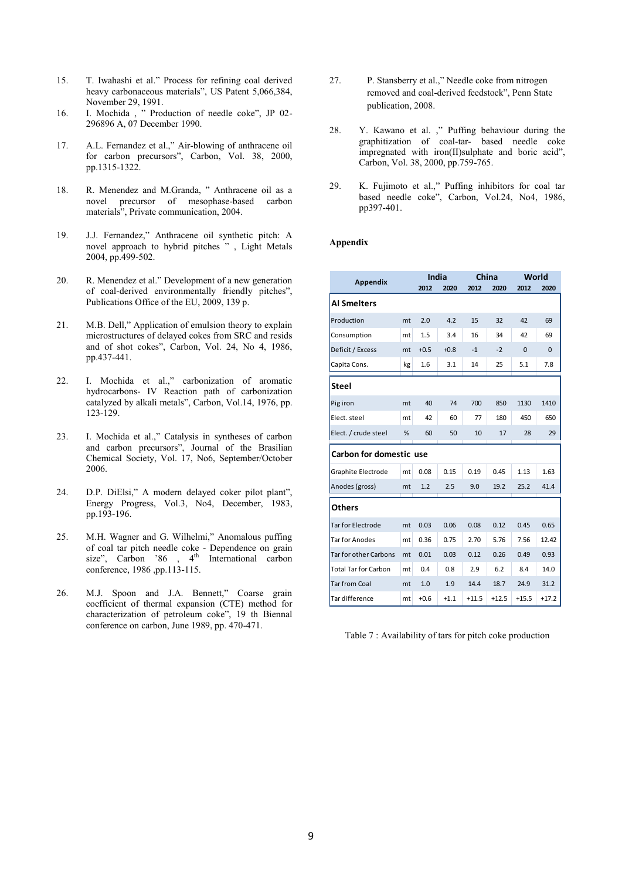15. T. Iwahashi et al." Process for refining coal derived heavy carbonaceous materials", US Patent 5,066,384, November 29, 1991.
16. I. Mochida , " Production of needle coke", JP 02-296896 A, 07 December 1990.
17. A.L. Fernandez et al.," Air-blowing of anthracene oil for carbon precursors", Carbon, Vol. 38, 2000, pp.1315-1322.
18. R. Menendez and M.Granda, " Anthracene oil as a novel precursor of mesophase-based carbon materials", Private communication, 2004.
19. J.J. Fernandez," Anthracene oil synthetic pitch: A novel approach to hybrid pitches " , Light Metals 2004, pp.499-502.
20. R. Menendez et al." Development of a new generation of coal-derived environmentally friendly pitches", Publications Office of the EU, 2009, 139 p.
21. M.B. Dell," Application of emulsion theory to explain microstructures of delayed cokes from SRC and resids and of shot cokes", Carbon, Vol. 24, No 4, 1986, pp.437-441.
22. I. Mochida et al.," carbonization of aromatic hydrocarbons- IV Reaction path of carbonization catalyzed by alkali metals", Carbon, Vol.14, 1976, pp. 123-129.
23. I. Mochida et al.," Catalysis in syntheses of carbon and carbon precursors", Journal of the Brasilian Chemical Society, Vol. 17, No6, September/October 2006.
24. D.P. DiElsi," A modern delayed coker pilot plant", Energy Progress, Vol.3, No4, December, 1983, pp.193-196.
25. M.H. Wagner and G. Wilhelmi," Anomalous puffing of coal tar pitch needle coke - Dependence on grain size", Carbon '86 , 4th International carbon conference, 1986 ,pp.113-115.
26. M.J. Spoon and J.A. Bennett," Coarse grain coefficient of thermal expansion (CTE) method for characterization of petroleum coke", 19 th Biennal conference on carbon, June 1989, pp. 470-471.
27. P. Stansberry et al.," Needle coke from nitrogen removed and coal-derived feedstock", Penn State publication, 2008.
28. Y. Kawano et al. ," Puffing behaviour during the graphitization of coal-tar- based needle coke impregnated with iron(II)sulphate and boric acid", Carbon, Vol. 38, 2000, pp.759-765.
29. K. Fujimoto et al.," Puffing inhibitors for coal tar based needle coke", Carbon, Vol.24, No4, 1986, pp397-401.

**Appendix**

| Appendix | | India | | China | | World | |
|---|---|---|---|---|---|---|---|
| | | 2012 | 2020 | 2012 | 2020 | 2012 | 2020 |
| **Al Smelters** | | | | | | | |
| Production | mt | 2.0 | 4.2 | 15 | 32 | 42 | 69 |
| Consumption | mt | 1.5 | 3.4 | 16 | 34 | 42 | 69 |
| Deficit / Excess | mt | +0.5 | +0.8 | -1 | -2 | 0 | 0 |
| Capita Cons. | kg | 1.6 | 3.1 | 14 | 25 | 5.1 | 7.8 |
| **Steel** | | | | | | | |
| Pig iron | mt | 40 | 74 | 700 | 850 | 1130 | 1410 |
| Elect. steel | mt | 42 | 60 | 77 | 180 | 450 | 650 |
| Elect. / crude steel | % | 60 | 50 | 10 | 17 | 28 | 29 |
| **Carbon for domestic use** | | | | | | | |
| Graphite Electrode | mt | 0.08 | 0.15 | 0.19 | 0.45 | 1.13 | 1.63 |
| Anodes (gross) | mt | 1.2 | 2.5 | 9.0 | 19.2 | 25.2 | 41.4 |
| **Others** | | | | | | | |
| Tar for Electrode | mt | 0.03 | 0.06 | 0.08 | 0.12 | 0.45 | 0.65 |
| Tar for Anodes | mt | 0.36 | 0.75 | 2.70 | 5.76 | 7.56 | 12.42 |
| Tar for other Carbons | mt | 0.01 | 0.03 | 0.12 | 0.26 | 0.49 | 0.93 |
| Total Tar for Carbon | mt | 0.4 | 0.8 | 2.9 | 6.2 | 8.4 | 14.0 |
| Tar from Coal | mt | 1.0 | 1.9 | 14.4 | 18.7 | 24.9 | 31.2 |
| Tar difference | mt | +0.6 | +1.1 | +11.5 | +12.5 | +15.5 | +17.2 |

Table 7 : Availability of tars for pitch coke production